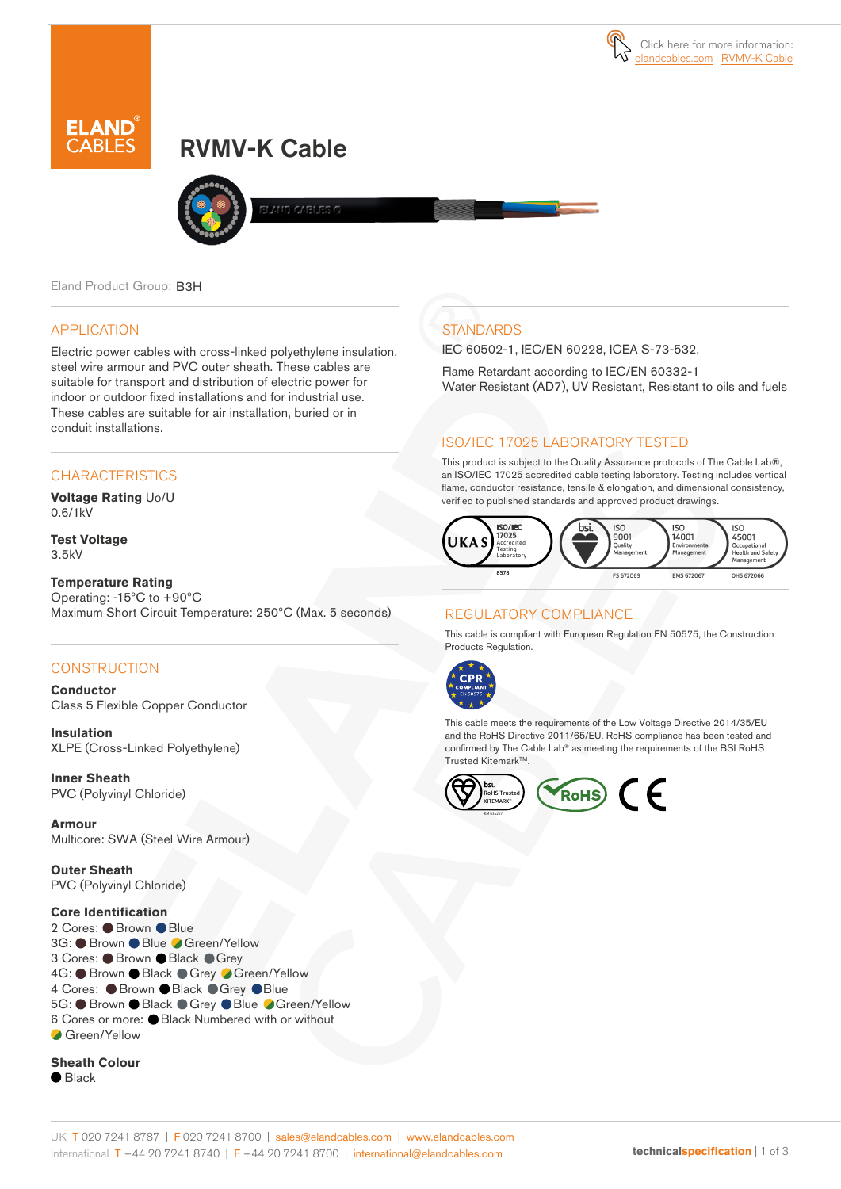Click here for more information: elandcables.com | RVMV-K Cable

# RVMV-K Cable

Eland Product Group: B3H

## APPLICATION

Electric power cables with cross-linked polyethylene insulation, steel wire armour and PVC outer sheath. These cables are suitable for transport and distribution of electric power for indoor or outdoor fixed installations and for industrial use. These cables are suitable for air installation, buried or in conduit installations.

## CHARACTERISTICS

**Voltage Rating** Uo/U
0.6/1kV

**Test Voltage**
3.5kV

**Temperature Rating**
Operating: -15°C to +90°C
Maximum Short Circuit Temperature: 250°C (Max. 5 seconds)

## CONSTRUCTION

**Conductor**
Class 5 Flexible Copper Conductor

**Insulation**
XLPE (Cross-Linked Polyethylene)

**Inner Sheath**
PVC (Polyvinyl Chloride)

**Armour**
Multicore: SWA (Steel Wire Armour)

**Outer Sheath**
PVC (Polyvinyl Chloride)

**Core Identification**
2 Cores: ● Brown ● Blue
3G: ● Brown ● Blue ● Green/Yellow
3 Cores: ● Brown ● Black ● Grey
4G: ● Brown ● Black ● Grey ● Green/Yellow
4 Cores: ● Brown ● Black ● Grey ● Blue
5G: ● Brown ● Black ● Grey ● Blue ● Green/Yellow
6 Cores or more: ● Black Numbered with or without ● Green/Yellow

**Sheath Colour**
● Black

## STANDARDS

IEC 60502-1, IEC/EN 60228, ICEA S-73-532,

Flame Retardant according to IEC/EN 60332-1
Water Resistant (AD7), UV Resistant, Resistant to oils and fuels

## ISO/IEC 17025 LABORATORY TESTED

This product is subject to the Quality Assurance protocols of The Cable Lab®, an ISO/IEC 17025 accredited cable testing laboratory. Testing includes vertical flame, conductor resistance, tensile & elongation, and dimensional consistency, verified to published standards and approved product drawings.

UKAS ISO/IEC 17025 Accredited Testing Laboratory 8578 | bsi. ISO 9001 Quality Management FS 672069 | ISO 14001 Environmental Management EMS 672067 | ISO 45001 Occupational Health and Safety Management OHS 672066

## REGULATORY COMPLIANCE

This cable is compliant with European Regulation EN 50575, the Construction Products Regulation.

CPR COMPLIANT EN 50575

This cable meets the requirements of the Low Voltage Directive 2014/35/EU and the RoHS Directive 2011/65/EU. RoHS compliance has been tested and confirmed by The Cable Lab® as meeting the requirements of the BSI RoHS Trusted Kitemark™.

bsi. RoHS Trusted KITEMARK™ | RoHS | CE

UK T 020 7241 8787 | F 020 7241 8700 | sales@elandcables.com | www.elandcables.com
International T +44 20 7241 8740 | F +44 20 7241 8700 | international@elandcables.com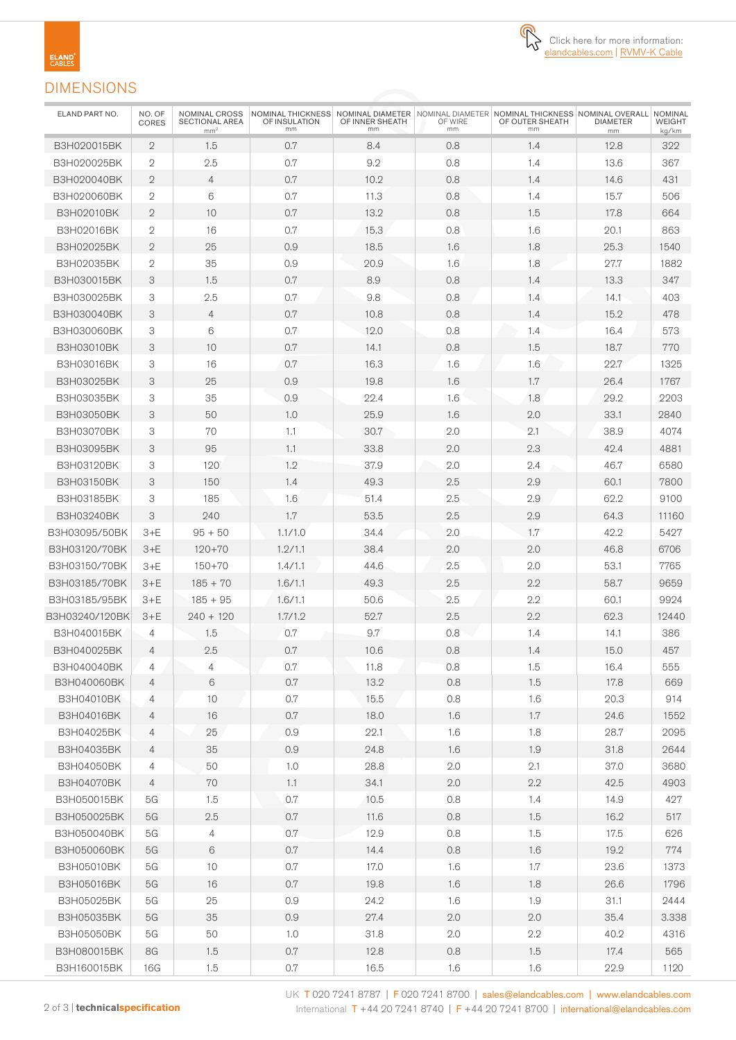Click here for more information: elandcables.com | RVMV-K Cable

## DIMENSIONS

| ELAND PART NO. | NO. OF CORES | NOMINAL CROSS SECTIONAL AREA mm² | NOMINAL THICKNESS OF INSULATION mm | NOMINAL DIAMETER OF INNER SHEATH mm | NOMINAL DIAMETER OF WIRE mm | NOMINAL THICKNESS OF OUTER SHEATH mm | NOMINAL OVERALL DIAMETER mm | NOMINAL WEIGHT kg/km |
|---|---|---|---|---|---|---|---|---|
| B3H020015BK | 2 | 1.5 | 0.7 | 8.4 | 0.8 | 1.4 | 12.8 | 322 |
| B3H020025BK | 2 | 2.5 | 0.7 | 9.2 | 0.8 | 1.4 | 13.6 | 367 |
| B3H020040BK | 2 | 4 | 0.7 | 10.2 | 0.8 | 1.4 | 14.6 | 431 |
| B3H020060BK | 2 | 6 | 0.7 | 11.3 | 0.8 | 1.4 | 15.7 | 506 |
| B3H02010BK | 2 | 10 | 0.7 | 13.2 | 0.8 | 1.5 | 17.8 | 664 |
| B3H02016BK | 2 | 16 | 0.7 | 15.3 | 0.8 | 1.6 | 20.1 | 863 |
| B3H02025BK | 2 | 25 | 0.9 | 18.5 | 1.6 | 1.8 | 25.3 | 1540 |
| B3H02035BK | 2 | 35 | 0.9 | 20.9 | 1.6 | 1.8 | 27.7 | 1882 |
| B3H030015BK | 3 | 1.5 | 0.7 | 8.9 | 0.8 | 1.4 | 13.3 | 347 |
| B3H030025BK | 3 | 2.5 | 0.7 | 9.8 | 0.8 | 1.4 | 14.1 | 403 |
| B3H030040BK | 3 | 4 | 0.7 | 10.8 | 0.8 | 1.4 | 15.2 | 478 |
| B3H030060BK | 3 | 6 | 0.7 | 12.0 | 0.8 | 1.4 | 16.4 | 573 |
| B3H03010BK | 3 | 10 | 0.7 | 14.1 | 0.8 | 1.5 | 18.7 | 770 |
| B3H03016BK | 3 | 16 | 0.7 | 16.3 | 1.6 | 1.6 | 22.7 | 1325 |
| B3H03025BK | 3 | 25 | 0.9 | 19.8 | 1.6 | 1.7 | 26.4 | 1767 |
| B3H03035BK | 3 | 35 | 0.9 | 22.4 | 1.6 | 1.8 | 29.2 | 2203 |
| B3H03050BK | 3 | 50 | 1.0 | 25.9 | 1.6 | 2.0 | 33.1 | 2840 |
| B3H03070BK | 3 | 70 | 1.1 | 30.7 | 2.0 | 2.1 | 38.9 | 4074 |
| B3H03095BK | 3 | 95 | 1.1 | 33.8 | 2.0 | 2.3 | 42.4 | 4881 |
| B3H03120BK | 3 | 120 | 1.2 | 37.9 | 2.0 | 2.4 | 46.7 | 6580 |
| B3H03150BK | 3 | 150 | 1.4 | 49.3 | 2.5 | 2.9 | 60.1 | 7800 |
| B3H03185BK | 3 | 185 | 1.6 | 51.4 | 2.5 | 2.9 | 62.2 | 9100 |
| B3H03240BK | 3 | 240 | 1.7 | 53.5 | 2.5 | 2.9 | 64.3 | 11160 |
| B3H03095/50BK | 3+E | 95 + 50 | 1.1/1.0 | 34.4 | 2.0 | 1.7 | 42.2 | 5427 |
| B3H03120/70BK | 3+E | 120+70 | 1.2/1.1 | 38.4 | 2.0 | 2.0 | 46.8 | 6706 |
| B3H03150/70BK | 3+E | 150+70 | 1.4/1.1 | 44.6 | 2.5 | 2.0 | 53.1 | 7765 |
| B3H03185/70BK | 3+E | 185 + 70 | 1.6/1.1 | 49.3 | 2.5 | 2.2 | 58.7 | 9659 |
| B3H03185/95BK | 3+E | 185 + 95 | 1.6/1.1 | 50.6 | 2.5 | 2.2 | 60.1 | 9924 |
| B3H03240/120BK | 3+E | 240 + 120 | 1.7/1.2 | 52.7 | 2.5 | 2.2 | 62.3 | 12440 |
| B3H040015BK | 4 | 1.5 | 0.7 | 9.7 | 0.8 | 1.4 | 14.1 | 386 |
| B3H040025BK | 4 | 2.5 | 0.7 | 10.6 | 0.8 | 1.4 | 15.0 | 457 |
| B3H040040BK | 4 | 4 | 0.7 | 11.8 | 0.8 | 1.5 | 16.4 | 555 |
| B3H040060BK | 4 | 6 | 0.7 | 13.2 | 0.8 | 1.5 | 17.8 | 669 |
| B3H04010BK | 4 | 10 | 0.7 | 15.5 | 0.8 | 1.6 | 20.3 | 914 |
| B3H04016BK | 4 | 16 | 0.7 | 18.0 | 1.6 | 1.7 | 24.6 | 1552 |
| B3H04025BK | 4 | 25 | 0.9 | 22.1 | 1.6 | 1.8 | 28.7 | 2095 |
| B3H04035BK | 4 | 35 | 0.9 | 24.8 | 1.6 | 1.9 | 31.8 | 2644 |
| B3H04050BK | 4 | 50 | 1.0 | 28.8 | 2.0 | 2.1 | 37.0 | 3680 |
| B3H04070BK | 4 | 70 | 1.1 | 34.1 | 2.0 | 2.2 | 42.5 | 4903 |
| B3H050015BK | 5G | 1.5 | 0.7 | 10.5 | 0.8 | 1.4 | 14.9 | 427 |
| B3H050025BK | 5G | 2.5 | 0.7 | 11.6 | 0.8 | 1.5 | 16.2 | 517 |
| B3H050040BK | 5G | 4 | 0.7 | 12.9 | 0.8 | 1.5 | 17.5 | 626 |
| B3H050060BK | 5G | 6 | 0.7 | 14.4 | 0.8 | 1.6 | 19.2 | 774 |
| B3H05010BK | 5G | 10 | 0.7 | 17.0 | 1.6 | 1.7 | 23.6 | 1373 |
| B3H05016BK | 5G | 16 | 0.7 | 19.8 | 1.6 | 1.8 | 26.6 | 1796 |
| B3H05025BK | 5G | 25 | 0.9 | 24.2 | 1.6 | 1.9 | 31.1 | 2444 |
| B3H05035BK | 5G | 35 | 0.9 | 27.4 | 2.0 | 2.0 | 35.4 | 3.338 |
| B3H05050BK | 5G | 50 | 1.0 | 31.8 | 2.0 | 2.2 | 40.2 | 4316 |
| B3H080015BK | 8G | 1.5 | 0.7 | 12.8 | 0.8 | 1.5 | 17.4 | 565 |
| B3H160015BK | 16G | 1.5 | 0.7 | 16.5 | 1.6 | 1.6 | 22.9 | 1120 |

UK T 020 7241 8787 | F 020 7241 8700 | sales@elandcables.com | www.elandcables.com
International T +44 20 7241 8740 | F +44 20 7241 8700 | international@elandcables.com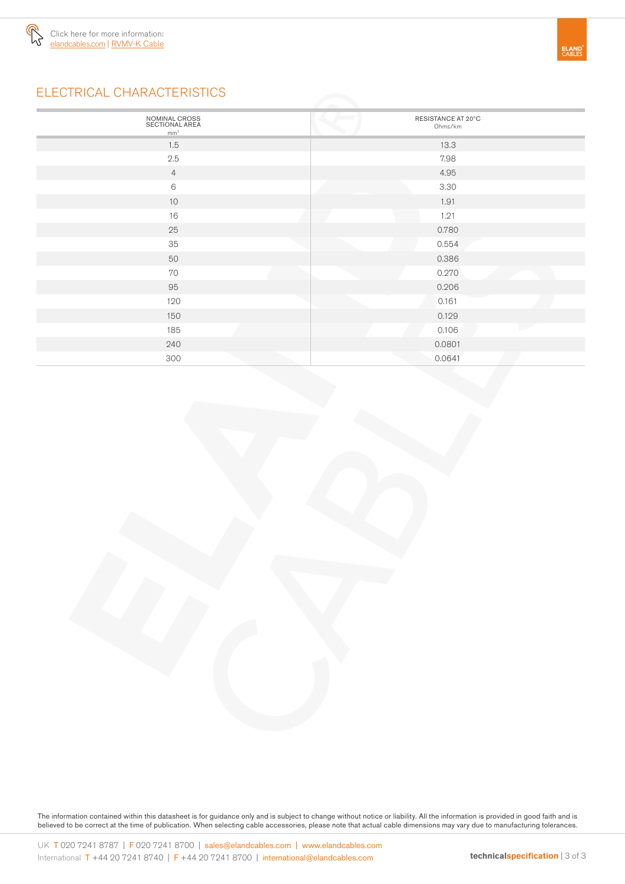Click here for more information:
elandcables.com | RVMV-K Cable

## ELECTRICAL CHARACTERISTICS

| NOMINAL CROSS SECTIONAL AREA $mm^2$ | RESISTANCE AT 20°C Ohms/km |
|---|---|
| 1.5 | 13.3 |
| 2.5 | 7.98 |
| 4 | 4.95 |
| 6 | 3.30 |
| 10 | 1.91 |
| 16 | 1.21 |
| 25 | 0.780 |
| 35 | 0.554 |
| 50 | 0.386 |
| 70 | 0.270 |
| 95 | 0.206 |
| 120 | 0.161 |
| 150 | 0.129 |
| 185 | 0.106 |
| 240 | 0.0801 |
| 300 | 0.0641 |

The information contained within this datasheet is for guidance only and is subject to change without notice or liability. All the information is provided in good faith and is believed to be correct at the time of publication. When selecting cable accessories, please note that actual cable dimensions may vary due to manufacturing tolerances.

UK T 020 7241 8787 | F 020 7241 8700 | sales@elandcables.com | www.elandcables.com
International T +44 20 7241 8740 | F +44 20 7241 8700 | international@elandcables.com